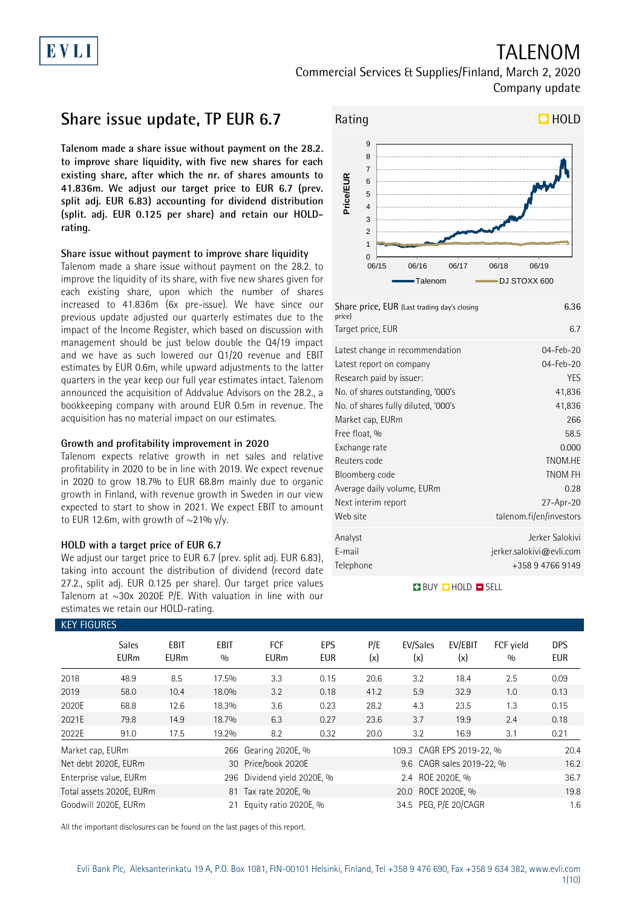EVLI

# TALENOM

Commercial Services & Supplies/Finland, March 2, 2020
Company update

## Share issue update, TP EUR 6.7

**Talenom made a share issue without payment on the 28.2. to improve share liquidity, with five new shares for each existing share, after which the nr. of shares amounts to 41.836m. We adjust our target price to EUR 6.7 (prev. split adj. EUR 6.83) accounting for dividend distribution (split. adj. EUR 0.125 per share) and retain our HOLD-rating.**

### Share issue without payment to improve share liquidity

Talenom made a share issue without payment on the 28.2. to improve the liquidity of its share, with five new shares given for each existing share, upon which the number of shares increased to 41.836m (6x pre-issue). We have since our previous update adjusted our quarterly estimates due to the impact of the Income Register, which based on discussion with management should be just below double the Q4/19 impact and we have as such lowered our Q1/20 revenue and EBIT estimates by EUR 0.6m, while upward adjustments to the latter quarters in the year keep our full year estimates intact. Talenom announced the acquisition of Addvalue Advisors on the 28.2., a bookkeeping company with around EUR 0.5m in revenue. The acquisition has no material impact on our estimates.

### Growth and profitability improvement in 2020

Talenom expects relative growth in net sales and relative profitability in 2020 to be in line with 2019. We expect revenue in 2020 to grow 18.7% to EUR 68.8m mainly due to organic growth in Finland, with revenue growth in Sweden in our view expected to start to show in 2021. We expect EBIT to amount to EUR 12.6m, with growth of ~21% y/y.

### HOLD with a target price of EUR 6.7

We adjust our target price to EUR 6.7 (prev. split adj. EUR 6.83), taking into account the distribution of dividend (record date 27.2., split adj. EUR 0.125 per share). Our target price values Talenom at ~30x 2020E P/E. With valuation in line with our estimates we retain our HOLD-rating.

Rating: HOLD

| | |
|---|---|
| Share price, EUR (Last trading day's closing price) | 6.36 |
| Target price, EUR | 6.7 |
| Latest change in recommendation | 04-Feb-20 |
| Latest report on company | 04-Feb-20 |
| Research paid by issuer: | YES |
| No. of shares outstanding, '000's | 41,836 |
| No. of shares fully diluted, '000's | 41,836 |
| Market cap, EURm | 266 |
| Free float, % | 58.5 |
| Exchange rate | 0.000 |
| Reuters code | TNOM.HE |
| Bloomberg code | TNOM FH |
| Average daily volume, EURm | 0.28 |
| Next interim report | 27-Apr-20 |
| Web site | talenom.fi/en/investors |
| Analyst | Jerker Salokivi |
| E-mail | jerker.salokivi@evli.com |
| Telephone | +358 9 4766 9149 |

BUY HOLD SELL

### KEY FIGURES

| | Sales EURm | EBIT EURm | EBIT % | FCF EURm | EPS EUR | P/E (x) | EV/Sales (x) | EV/EBIT (x) | FCF yield % | DPS EUR |
|---|---|---|---|---|---|---|---|---|---|---|
| 2018 | 48.9 | 8.5 | 17.5% | 3.3 | 0.15 | 20.6 | 3.2 | 18.4 | 2.5 | 0.09 |
| 2019 | 58.0 | 10.4 | 18.0% | 3.2 | 0.18 | 41.2 | 5.9 | 32.9 | 1.0 | 0.13 |
| 2020E | 68.8 | 12.6 | 18.3% | 3.6 | 0.23 | 28.2 | 4.3 | 23.5 | 1.3 | 0.15 |
| 2021E | 79.8 | 14.9 | 18.7% | 6.3 | 0.27 | 23.6 | 3.7 | 19.9 | 2.4 | 0.18 |
| 2022E | 91.0 | 17.5 | 19.2% | 8.2 | 0.32 | 20.0 | 3.2 | 16.9 | 3.1 | 0.21 |

| | | | | | |
|---|---|---|---|---|---|
| Market cap, EURm | 266 | Gearing 2020E, % | 109.3 | CAGR EPS 2019-22, % | 20.4 |
| Net debt 2020E, EURm | 30 | Price/book 2020E | 9.6 | CAGR sales 2019-22, % | 16.2 |
| Enterprise value, EURm | 296 | Dividend yield 2020E, % | 2.4 | ROE 2020E, % | 36.7 |
| Total assets 2020E, EURm | 81 | Tax rate 2020E, % | 20.0 | ROCE 2020E, % | 19.8 |
| Goodwill 2020E, EURm | 21 | Equity ratio 2020E, % | 34.5 | PEG, P/E 20/CAGR | 1.6 |

All the important disclosures can be found on the last pages of this report.

Evli Bank Plc, Aleksanterinkatu 19 A, P.O. Box 1081, FIN-00101 Helsinki, Finland, Tel +358 9 476 690, Fax +358 9 634 382, www.evli.com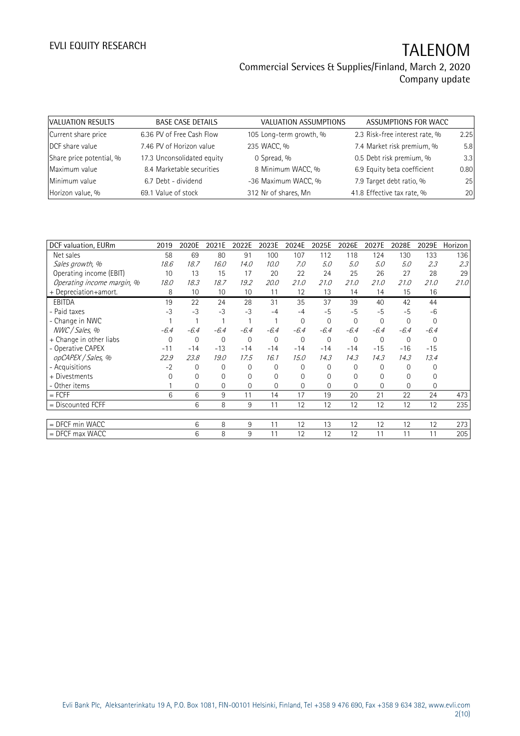| VALUATION RESULTS | | BASE CASE DETAILS | | VALUATION ASSUMPTIONS | | ASSUMPTIONS FOR WACC | |
|---|---|---|---|---|---|---|---|
| Current share price | 6.36 | PV of Free Cash Flow | 105 | Long-term growth, % | 2.3 | Risk-free interest rate, % | 2.25 |
| DCF share value | 7.46 | PV of Horizon value | 235 | WACC, % | 7.4 | Market risk premium, % | 5.8 |
| Share price potential, % | 17.3 | Unconsolidated equity | 0 | Spread, % | 0.5 | Debt risk premium, % | 3.3 |
| Maximum value | 8.4 | Marketable securities | 8 | Minimum WACC, % | 6.9 | Equity beta coefficient | 0.80 |
| Minimum value | 6.7 | Debt - dividend | -36 | Maximum WACC, % | 7.9 | Target debt ratio, % | 25 |
| Horizon value, % | 69.1 | Value of stock | 312 | Nr of shares, Mn | 41.8 | Effective tax rate, % | 20 |

| DCF valuation, EURm | 2019 | 2020E | 2021E | 2022E | 2023E | 2024E | 2025E | 2026E | 2027E | 2028E | 2029E | Horizon |
|---|---|---|---|---|---|---|---|---|---|---|---|---|
| Net sales | 58 | 69 | 80 | 91 | 100 | 107 | 112 | 118 | 124 | 130 | 133 | 136 |
| *Sales growth, %* | *18.6* | *18.7* | *16.0* | *14.0* | *10.0* | *7.0* | *5.0* | *5.0* | *5.0* | *5.0* | *2.3* | *2.3* |
| Operating income (EBIT) | 10 | 13 | 15 | 17 | 20 | 22 | 24 | 25 | 26 | 27 | 28 | 29 |
| *Operating income margin, %* | *18.0* | *18.3* | *18.7* | *19.2* | *20.0* | *21.0* | *21.0* | *21.0* | *21.0* | *21.0* | *21.0* | *21.0* |
| + Depreciation+amort. | 8 | 10 | 10 | 10 | 11 | 12 | 13 | 14 | 14 | 15 | 16 | |
| EBITDA | 19 | 22 | 24 | 28 | 31 | 35 | 37 | 39 | 40 | 42 | 44 | |
| - Paid taxes | -3 | -3 | -3 | -3 | -4 | -4 | -5 | -5 | -5 | -5 | -6 | |
| - Change in NWC | 1 | 1 | 1 | 1 | 1 | 0 | 0 | 0 | 0 | 0 | 0 | |
| *NWC / Sales, %* | *-6.4* | *-6.4* | *-6.4* | *-6.4* | *-6.4* | *-6.4* | *-6.4* | *-6.4* | *-6.4* | *-6.4* | *-6.4* | |
| + Change in other liabs | 0 | 0 | 0 | 0 | 0 | 0 | 0 | 0 | 0 | 0 | 0 | |
| - Operative CAPEX | -11 | -14 | -13 | -14 | -14 | -14 | -14 | -14 | -15 | -16 | -15 | |
| *opCAPEX / Sales, %* | *22.9* | *23.8* | *19.0* | *17.5* | *16.1* | *15.0* | *14.3* | *14.3* | *14.3* | *14.3* | *13.4* | |
| - Acquisitions | -2 | 0 | 0 | 0 | 0 | 0 | 0 | 0 | 0 | 0 | 0 | |
| + Divestments | 0 | 0 | 0 | 0 | 0 | 0 | 0 | 0 | 0 | 0 | 0 | |
| - Other items | 1 | 0 | 0 | 0 | 0 | 0 | 0 | 0 | 0 | 0 | 0 | |
| = FCFF | 6 | 6 | 9 | 11 | 14 | 17 | 19 | 20 | 21 | 22 | 24 | 473 |
| = Discounted FCFF | | 6 | 8 | 9 | 11 | 12 | 12 | 12 | 12 | 12 | 12 | 235 |
| | | | | | | | | | | | | |
| = DFCF min WACC | | 6 | 8 | 9 | 11 | 12 | 13 | 12 | 12 | 12 | 12 | 273 |
| = DFCF max WACC | | 6 | 8 | 9 | 11 | 12 | 12 | 12 | 11 | 11 | 11 | 205 |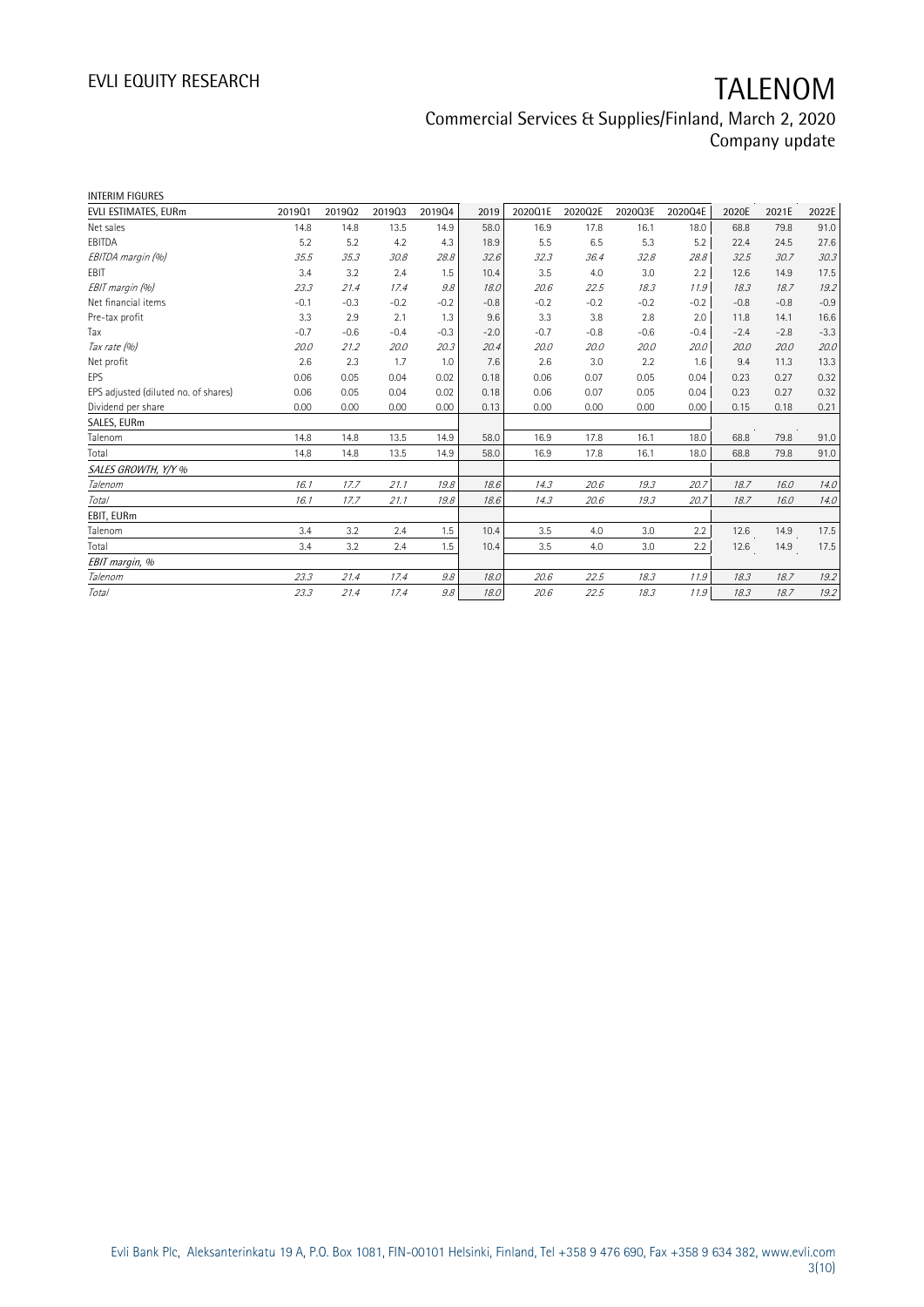INTERIM FIGURES

| EVLI ESTIMATES, EURm | 2019Q1 | 2019Q2 | 2019Q3 | 2019Q4 | 2019 | 2020Q1E | 2020Q2E | 2020Q3E | 2020Q4E | 2020E | 2021E | 2022E |
|---|---|---|---|---|---|---|---|---|---|---|---|---|
| Net sales | 14.8 | 14.8 | 13.5 | 14.9 | 58.0 | 16.9 | 17.8 | 16.1 | 18.0 | 68.8 | 79.8 | 91.0 |
| EBITDA | 5.2 | 5.2 | 4.2 | 4.3 | 18.9 | 5.5 | 6.5 | 5.3 | 5.2 | 22.4 | 24.5 | 27.6 |
| *EBITDA margin (%)* | *35.5* | *35.3* | *30.8* | *28.8* | *32.6* | *32.3* | *36.4* | *32.8* | *28.8* | *32.5* | *30.7* | *30.3* |
| EBIT | 3.4 | 3.2 | 2.4 | 1.5 | 10.4 | 3.5 | 4.0 | 3.0 | 2.2 | 12.6 | 14.9 | 17.5 |
| *EBIT margin (%)* | *23.3* | *21.4* | *17.4* | *9.8* | *18.0* | *20.6* | *22.5* | *18.3* | *11.9* | *18.3* | *18.7* | *19.2* |
| Net financial items | -0.1 | -0.3 | -0.2 | -0.2 | -0.8 | -0.2 | -0.2 | -0.2 | -0.2 | -0.8 | -0.8 | -0.9 |
| Pre-tax profit | 3.3 | 2.9 | 2.1 | 1.3 | 9.6 | 3.3 | 3.8 | 2.8 | 2.0 | 11.8 | 14.1 | 16.6 |
| Tax | -0.7 | -0.6 | -0.4 | -0.3 | -2.0 | -0.7 | -0.8 | -0.6 | -0.4 | -2.4 | -2.8 | -3.3 |
| *Tax rate (%)* | *20.0* | *21.2* | *20.0* | *20.3* | *20.4* | *20.0* | *20.0* | *20.0* | *20.0* | *20.0* | *20.0* | *20.0* |
| Net profit | 2.6 | 2.3 | 1.7 | 1.0 | 7.6 | 2.6 | 3.0 | 2.2 | 1.6 | 9.4 | 11.3 | 13.3 |
| EPS | 0.06 | 0.05 | 0.04 | 0.02 | 0.18 | 0.06 | 0.07 | 0.05 | 0.04 | 0.23 | 0.27 | 0.32 |
| EPS adjusted (diluted no. of shares) | 0.06 | 0.05 | 0.04 | 0.02 | 0.18 | 0.06 | 0.07 | 0.05 | 0.04 | 0.23 | 0.27 | 0.32 |
| Dividend per share | 0.00 | 0.00 | 0.00 | 0.00 | 0.13 | 0.00 | 0.00 | 0.00 | 0.00 | 0.15 | 0.18 | 0.21 |
| SALES, EURm | | | | | | | | | | | | |
| Talenom | 14.8 | 14.8 | 13.5 | 14.9 | 58.0 | 16.9 | 17.8 | 16.1 | 18.0 | 68.8 | 79.8 | 91.0 |
| Total | 14.8 | 14.8 | 13.5 | 14.9 | 58.0 | 16.9 | 17.8 | 16.1 | 18.0 | 68.8 | 79.8 | 91.0 |
| *SALES GROWTH, Y/Y %* | | | | | | | | | | | | |
| *Talenom* | *16.1* | *17.7* | *21.1* | *19.8* | *18.6* | *14.3* | *20.6* | *19.3* | *20.7* | *18.7* | *16.0* | *14.0* |
| *Total* | *16.1* | *17.7* | *21.1* | *19.8* | *18.6* | *14.3* | *20.6* | *19.3* | *20.7* | *18.7* | *16.0* | *14.0* |
| EBIT, EURm | | | | | | | | | | | | |
| Talenom | 3.4 | 3.2 | 2.4 | 1.5 | 10.4 | 3.5 | 4.0 | 3.0 | 2.2 | 12.6 | 14.9 | 17.5 |
| Total | 3.4 | 3.2 | 2.4 | 1.5 | 10.4 | 3.5 | 4.0 | 3.0 | 2.2 | 12.6 | 14.9 | 17.5 |
| *EBIT margin, %* | | | | | | | | | | | | |
| *Talenom* | *23.3* | *21.4* | *17.4* | *9.8* | *18.0* | *20.6* | *22.5* | *18.3* | *11.9* | *18.3* | *18.7* | *19.2* |
| *Total* | *23.3* | *21.4* | *17.4* | *9.8* | *18.0* | *20.6* | *22.5* | *18.3* | *11.9* | *18.3* | *18.7* | *19.2* |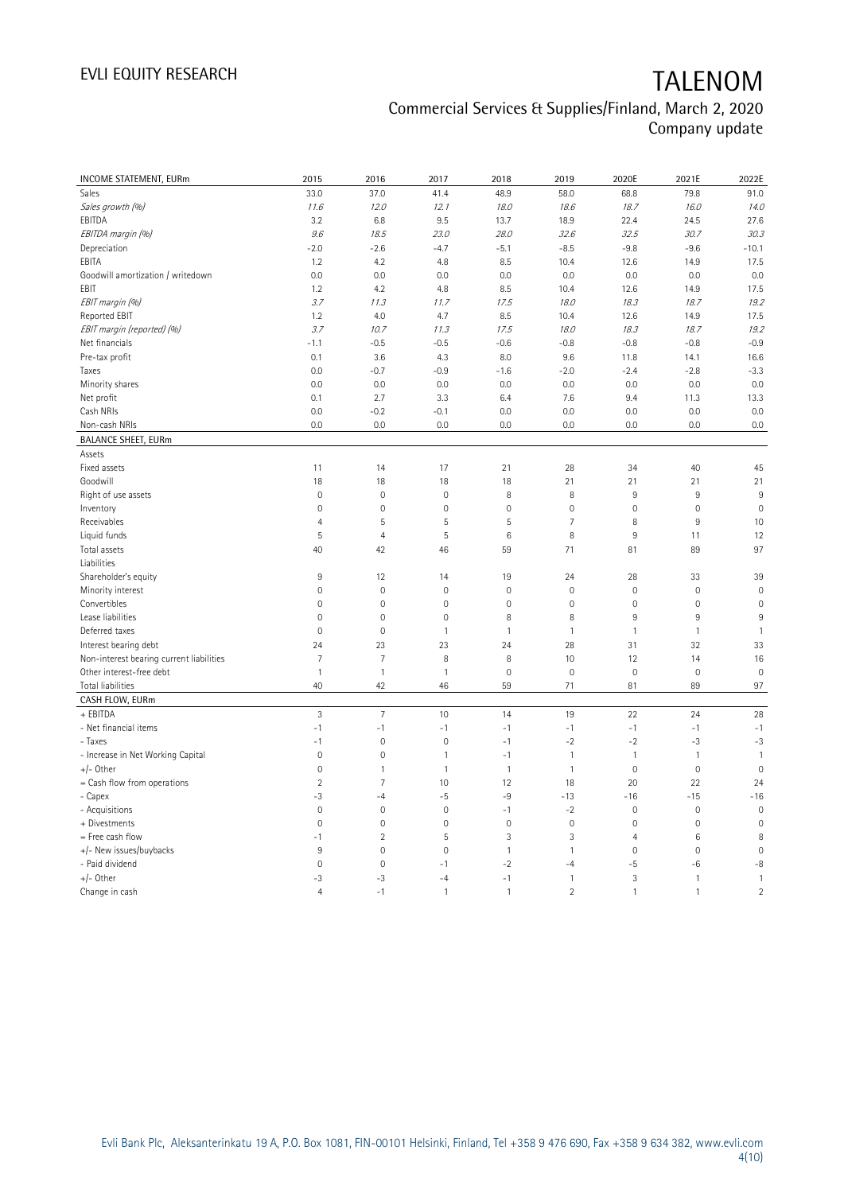# TALENOM

## Commercial Services & Supplies/Finland, March 2, 2020
## Company update

| INCOME STATEMENT, EURm | 2015 | 2016 | 2017 | 2018 | 2019 | 2020E | 2021E | 2022E |
|---|---|---|---|---|---|---|---|---|
| Sales | 33.0 | 37.0 | 41.4 | 48.9 | 58.0 | 68.8 | 79.8 | 91.0 |
| *Sales growth (%)* | *11.6* | *12.0* | *12.1* | *18.0* | *18.6* | *18.7* | *16.0* | *14.0* |
| EBITDA | 3.2 | 6.8 | 9.5 | 13.7 | 18.9 | 22.4 | 24.5 | 27.6 |
| *EBITDA margin (%)* | *9.6* | *18.5* | *23.0* | *28.0* | *32.6* | *32.5* | *30.7* | *30.3* |
| Depreciation | -2.0 | -2.6 | -4.7 | -5.1 | -8.5 | -9.8 | -9.6 | -10.1 |
| EBITA | 1.2 | 4.2 | 4.8 | 8.5 | 10.4 | 12.6 | 14.9 | 17.5 |
| Goodwill amortization / writedown | 0.0 | 0.0 | 0.0 | 0.0 | 0.0 | 0.0 | 0.0 | 0.0 |
| EBIT | 1.2 | 4.2 | 4.8 | 8.5 | 10.4 | 12.6 | 14.9 | 17.5 |
| *EBIT margin (%)* | *3.7* | *11.3* | *11.7* | *17.5* | *18.0* | *18.3* | *18.7* | *19.2* |
| Reported EBIT | 1.2 | 4.0 | 4.7 | 8.5 | 10.4 | 12.6 | 14.9 | 17.5 |
| *EBIT margin (reported) (%)* | *3.7* | *10.7* | *11.3* | *17.5* | *18.0* | *18.3* | *18.7* | *19.2* |
| Net financials | -1.1 | -0.5 | -0.5 | -0.6 | -0.8 | -0.8 | -0.8 | -0.9 |
| Pre-tax profit | 0.1 | 3.6 | 4.3 | 8.0 | 9.6 | 11.8 | 14.1 | 16.6 |
| Taxes | 0.0 | -0.7 | -0.9 | -1.6 | -2.0 | -2.4 | -2.8 | -3.3 |
| Minority shares | 0.0 | 0.0 | 0.0 | 0.0 | 0.0 | 0.0 | 0.0 | 0.0 |
| Net profit | 0.1 | 2.7 | 3.3 | 6.4 | 7.6 | 9.4 | 11.3 | 13.3 |
| Cash NRIs | 0.0 | -0.2 | -0.1 | 0.0 | 0.0 | 0.0 | 0.0 | 0.0 |
| Non-cash NRIs | 0.0 | 0.0 | 0.0 | 0.0 | 0.0 | 0.0 | 0.0 | 0.0 |
| **BALANCE SHEET, EURm** | | | | | | | | |
| Assets | | | | | | | | |
| Fixed assets | 11 | 14 | 17 | 21 | 28 | 34 | 40 | 45 |
| Goodwill | 18 | 18 | 18 | 18 | 21 | 21 | 21 | 21 |
| Right of use assets | 0 | 0 | 0 | 8 | 8 | 9 | 9 | 9 |
| Inventory | 0 | 0 | 0 | 0 | 0 | 0 | 0 | 0 |
| Receivables | 4 | 5 | 5 | 5 | 7 | 8 | 9 | 10 |
| Liquid funds | 5 | 4 | 5 | 6 | 8 | 9 | 11 | 12 |
| Total assets | 40 | 42 | 46 | 59 | 71 | 81 | 89 | 97 |
| Liabilities | | | | | | | | |
| Shareholder's equity | 9 | 12 | 14 | 19 | 24 | 28 | 33 | 39 |
| Minority interest | 0 | 0 | 0 | 0 | 0 | 0 | 0 | 0 |
| Convertibles | 0 | 0 | 0 | 0 | 0 | 0 | 0 | 0 |
| Lease liabilities | 0 | 0 | 0 | 8 | 8 | 9 | 9 | 9 |
| Deferred taxes | 0 | 0 | 1 | 1 | 1 | 1 | 1 | 1 |
| Interest bearing debt | 24 | 23 | 23 | 24 | 28 | 31 | 32 | 33 |
| Non-interest bearing current liabilities | 7 | 7 | 8 | 8 | 10 | 12 | 14 | 16 |
| Other interest-free debt | 1 | 1 | 1 | 0 | 0 | 0 | 0 | 0 |
| Total liabilities | 40 | 42 | 46 | 59 | 71 | 81 | 89 | 97 |
| **CASH FLOW, EURm** | | | | | | | | |
| + EBITDA | 3 | 7 | 10 | 14 | 19 | 22 | 24 | 28 |
| - Net financial items | -1 | -1 | -1 | -1 | -1 | -1 | -1 | -1 |
| - Taxes | -1 | 0 | 0 | -1 | -2 | -2 | -3 | -3 |
| - Increase in Net Working Capital | 0 | 0 | 1 | -1 | 1 | 1 | 1 | 1 |
| +/- Other | 0 | 1 | 1 | 1 | 1 | 0 | 0 | 0 |
| = Cash flow from operations | 2 | 7 | 10 | 12 | 18 | 20 | 22 | 24 |
| - Capex | -3 | -4 | -5 | -9 | -13 | -16 | -15 | -16 |
| - Acquisitions | 0 | 0 | 0 | -1 | -2 | 0 | 0 | 0 |
| + Divestments | 0 | 0 | 0 | 0 | 0 | 0 | 0 | 0 |
| = Free cash flow | -1 | 2 | 5 | 3 | 3 | 4 | 6 | 8 |
| +/- New issues/buybacks | 9 | 0 | 0 | 1 | 1 | 0 | 0 | 0 |
| - Paid dividend | 0 | 0 | -1 | -2 | -4 | -5 | -6 | -8 |
| +/- Other | -3 | -3 | -4 | -1 | 1 | 3 | 1 | 1 |
| Change in cash | 4 | -1 | 1 | 1 | 2 | 1 | 1 | 2 |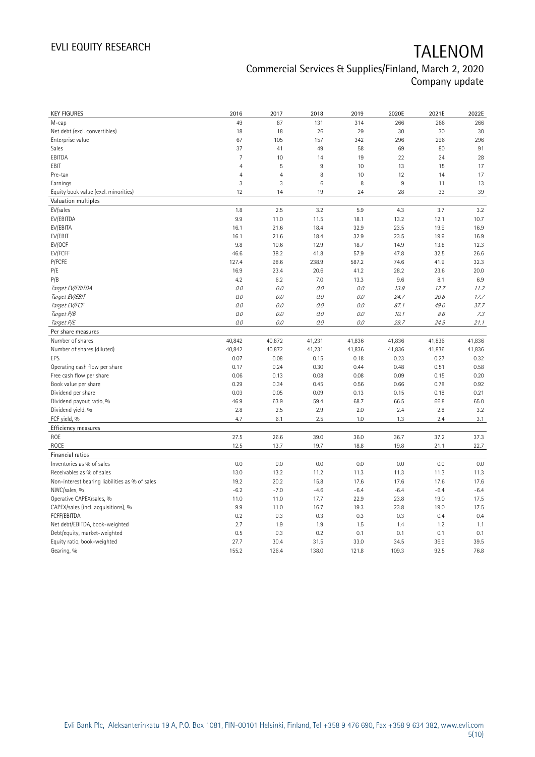# TALENOM

## Commercial Services & Supplies/Finland, March 2, 2020
### Company update

| KEY FIGURES | 2016 | 2017 | 2018 | 2019 | 2020E | 2021E | 2022E |
|---|---|---|---|---|---|---|---|
| M-cap | 49 | 87 | 131 | 314 | 266 | 266 | 266 |
| Net debt (excl. convertibles) | 18 | 18 | 26 | 29 | 30 | 30 | 30 |
| Enterprise value | 67 | 105 | 157 | 342 | 296 | 296 | 296 |
| Sales | 37 | 41 | 49 | 58 | 69 | 80 | 91 |
| EBITDA | 7 | 10 | 14 | 19 | 22 | 24 | 28 |
| EBIT | 4 | 5 | 9 | 10 | 13 | 15 | 17 |
| Pre-tax | 4 | 4 | 8 | 10 | 12 | 14 | 17 |
| Earnings | 3 | 3 | 6 | 8 | 9 | 11 | 13 |
| Equity book value (excl. minorities) | 12 | 14 | 19 | 24 | 28 | 33 | 39 |
| **Valuation multiples** | | | | | | | |
| EV/sales | 1.8 | 2.5 | 3.2 | 5.9 | 4.3 | 3.7 | 3.2 |
| EV/EBITDA | 9.9 | 11.0 | 11.5 | 18.1 | 13.2 | 12.1 | 10.7 |
| EV/EBITA | 16.1 | 21.6 | 18.4 | 32.9 | 23.5 | 19.9 | 16.9 |
| EV/EBIT | 16.1 | 21.6 | 18.4 | 32.9 | 23.5 | 19.9 | 16.9 |
| EV/OCF | 9.8 | 10.6 | 12.9 | 18.7 | 14.9 | 13.8 | 12.3 |
| EV/FCFF | 46.6 | 38.2 | 41.8 | 57.9 | 47.8 | 32.5 | 26.6 |
| P/FCFE | 127.4 | 98.6 | 238.9 | 587.2 | 74.6 | 41.9 | 32.3 |
| P/E | 16.9 | 23.4 | 20.6 | 41.2 | 28.2 | 23.6 | 20.0 |
| P/B | 4.2 | 6.2 | 7.0 | 13.3 | 9.6 | 8.1 | 6.9 |
| *Target EV/EBITDA* | *0.0* | *0.0* | *0.0* | *0.0* | *13.9* | *12.7* | *11.2* |
| *Target EV/EBIT* | *0.0* | *0.0* | *0.0* | *0.0* | *24.7* | *20.8* | *17.7* |
| *Target EV/FCF* | *0.0* | *0.0* | *0.0* | *0.0* | *87.1* | *49.0* | *37.7* |
| *Target P/B* | *0.0* | *0.0* | *0.0* | *0.0* | *10.1* | *8.6* | *7.3* |
| *Target P/E* | *0.0* | *0.0* | *0.0* | *0.0* | *29.7* | *24.9* | *21.1* |
| **Per share measures** | | | | | | | |
| Number of shares | 40,842 | 40,872 | 41,231 | 41,836 | 41,836 | 41,836 | 41,836 |
| Number of shares (diluted) | 40,842 | 40,872 | 41,231 | 41,836 | 41,836 | 41,836 | 41,836 |
| EPS | 0.07 | 0.08 | 0.15 | 0.18 | 0.23 | 0.27 | 0.32 |
| Operating cash flow per share | 0.17 | 0.24 | 0.30 | 0.44 | 0.48 | 0.51 | 0.58 |
| Free cash flow per share | 0.06 | 0.13 | 0.08 | 0.08 | 0.09 | 0.15 | 0.20 |
| Book value per share | 0.29 | 0.34 | 0.45 | 0.56 | 0.66 | 0.78 | 0.92 |
| Dividend per share | 0.03 | 0.05 | 0.09 | 0.13 | 0.15 | 0.18 | 0.21 |
| Dividend payout ratio, % | 46.9 | 63.9 | 59.4 | 68.7 | 66.5 | 66.8 | 65.0 |
| Dividend yield, % | 2.8 | 2.5 | 2.9 | 2.0 | 2.4 | 2.8 | 3.2 |
| FCF yield, % | 4.7 | 6.1 | 2.5 | 1.0 | 1.3 | 2.4 | 3.1 |
| **Efficiency measures** | | | | | | | |
| ROE | 27.5 | 26.6 | 39.0 | 36.0 | 36.7 | 37.2 | 37.3 |
| ROCE | 12.5 | 13.7 | 19.7 | 18.8 | 19.8 | 21.1 | 22.7 |
| **Financial ratios** | | | | | | | |
| Inventories as % of sales | 0.0 | 0.0 | 0.0 | 0.0 | 0.0 | 0.0 | 0.0 |
| Receivables as % of sales | 13.0 | 13.2 | 11.2 | 11.3 | 11.3 | 11.3 | 11.3 |
| Non-interest bearing liabilities as % of sales | 19.2 | 20.2 | 15.8 | 17.6 | 17.6 | 17.6 | 17.6 |
| NWC/sales, % | -6.2 | -7.0 | -4.6 | -6.4 | -6.4 | -6.4 | -6.4 |
| Operative CAPEX/sales, % | 11.0 | 11.0 | 17.7 | 22.9 | 23.8 | 19.0 | 17.5 |
| CAPEX/sales (incl. acquisitions), % | 9.9 | 11.0 | 16.7 | 19.3 | 23.8 | 19.0 | 17.5 |
| FCFF/EBITDA | 0.2 | 0.3 | 0.3 | 0.3 | 0.3 | 0.4 | 0.4 |
| Net debt/EBITDA, book-weighted | 2.7 | 1.9 | 1.9 | 1.5 | 1.4 | 1.2 | 1.1 |
| Debt/equity, market-weighted | 0.5 | 0.3 | 0.2 | 0.1 | 0.1 | 0.1 | 0.1 |
| Equity ratio, book-weighted | 27.7 | 30.4 | 31.5 | 33.0 | 34.5 | 36.9 | 39.5 |
| Gearing, % | 155.2 | 126.4 | 138.0 | 121.8 | 109.3 | 92.5 | 76.8 |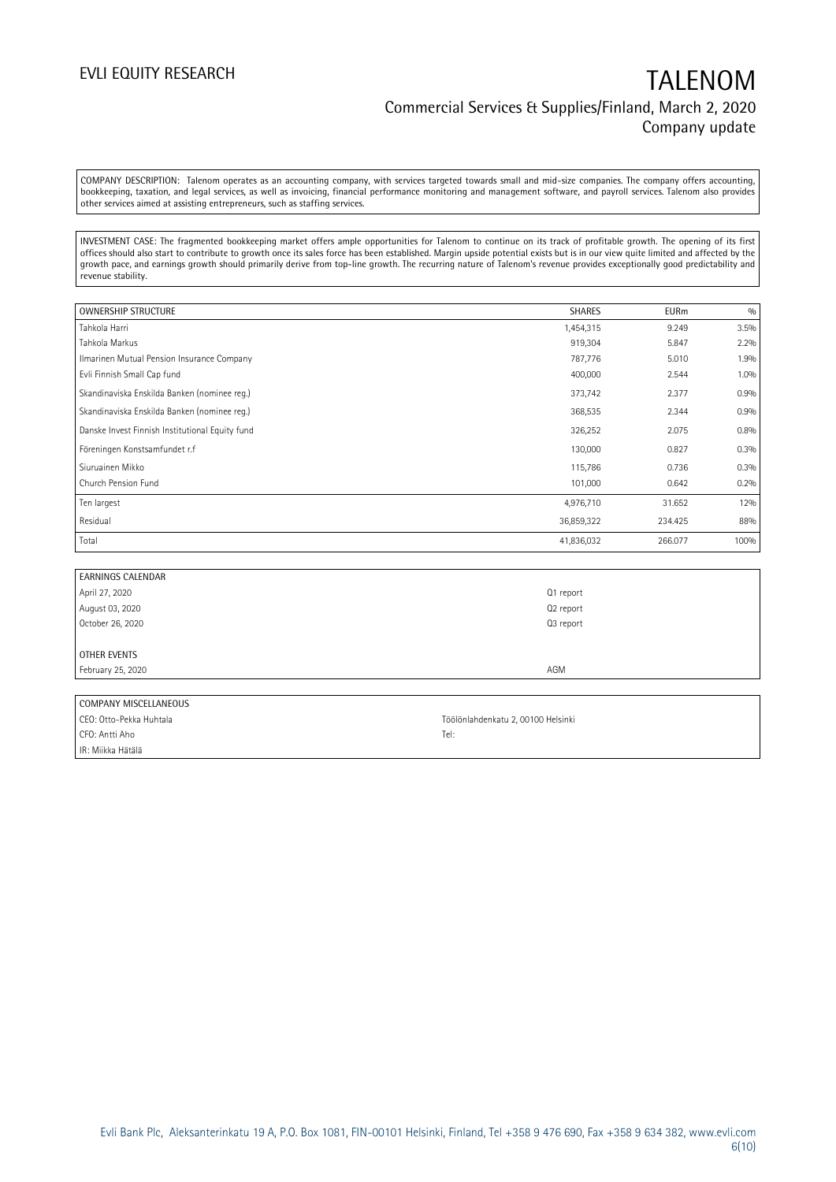COMPANY DESCRIPTION: Talenom operates as an accounting company, with services targeted towards small and mid-size companies. The company offers accounting, bookkeeping, taxation, and legal services, as well as invoicing, financial performance monitoring and management software, and payroll services. Talenom also provides other services aimed at assisting entrepreneurs, such as staffing services.

INVESTMENT CASE: The fragmented bookkeeping market offers ample opportunities for Talenom to continue on its track of profitable growth. The opening of its first offices should also start to contribute to growth once its sales force has been established. Margin upside potential exists but is in our view quite limited and affected by the growth pace, and earnings growth should primarily derive from top-line growth. The recurring nature of Talenom's revenue provides exceptionally good predictability and revenue stability.

| OWNERSHIP STRUCTURE | SHARES | EURm | % |
|---|---|---|---|
| Tahkola Harri | 1,454,315 | 9.249 | 3.5% |
| Tahkola Markus | 919,304 | 5.847 | 2.2% |
| Ilmarinen Mutual Pension Insurance Company | 787,776 | 5.010 | 1.9% |
| Evli Finnish Small Cap fund | 400,000 | 2.544 | 1.0% |
| Skandinaviska Enskilda Banken (nominee reg.) | 373,742 | 2.377 | 0.9% |
| Skandinaviska Enskilda Banken (nominee reg.) | 368,535 | 2.344 | 0.9% |
| Danske Invest Finnish Institutional Equity fund | 326,252 | 2.075 | 0.8% |
| Föreningen Konstsamfundet r.f | 130,000 | 0.827 | 0.3% |
| Siuruainen Mikko | 115,786 | 0.736 | 0.3% |
| Church Pension Fund | 101,000 | 0.642 | 0.2% |
| Ten largest | 4,976,710 | 31.652 | 12% |
| Residual | 36,859,322 | 234.425 | 88% |
| Total | 41,836,032 | 266.077 | 100% |

| EARNINGS CALENDAR | |
|---|---|
| April 27, 2020 | Q1 report |
| August 03, 2020 | Q2 report |
| October 26, 2020 | Q3 report |
| | |
| OTHER EVENTS | |
| February 25, 2020 | AGM |

| COMPANY MISCELLANEOUS | |
|---|---|
| CEO: Otto-Pekka Huhtala | Töölönlahdenkatu 2, 00100 Helsinki |
| CFO: Antti Aho | Tel: |
| IR: Miikka Hätälä | |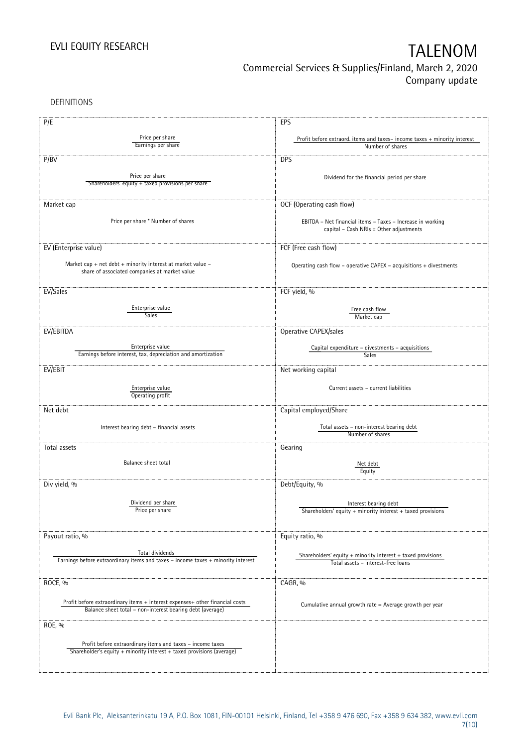DEFINITIONS

| P/E | EPS |
| --- | --- |
| Price per share / Earnings per share | Profit before extraord. items and taxes– income taxes + minority interest / Number of shares |
| **P/BV** | **DPS** |
| Price per share / Shareholders' equity + taxed provisions per share | Dividend for the financial period per share |
| **Market cap** | **OCF (Operating cash flow)** |
| Price per share * Number of shares | EBITDA – Net financial items – Taxes – Increase in working capital – Cash NRIs ± Other adjustments |
| **EV (Enterprise value)** | **FCF (Free cash flow)** |
| Market cap + net debt + minority interest at market value – share of associated companies at market value | Operating cash flow – operative CAPEX – acquisitions + divestments |
| **EV/Sales** | **FCF yield, %** |
| Enterprise value / Sales | Free cash flow / Market cap |
| **EV/EBITDA** | **Operative CAPEX/sales** |
| Enterprise value / Earnings before interest, tax, depreciation and amortization | Capital expenditure – divestments – acquisitions / Sales |
| **EV/EBIT** | **Net working capital** |
| Enterprise value / Operating profit | Current assets – current liabilities |
| **Net debt** | **Capital employed/Share** |
| Interest bearing debt – financial assets | Total assets – non-interest bearing debt / Number of shares |
| **Total assets** | **Gearing** |
| Balance sheet total | Net debt / Equity |
| **Div yield, %** | **Debt/Equity, %** |
| Dividend per share / Price per share | Interest bearing debt / Shareholders' equity + minority interest + taxed provisions |
| **Payout ratio, %** | **Equity ratio, %** |
| Total dividends / Earnings before extraordinary items and taxes – income taxes + minority interest | Shareholders' equity + minority interest + taxed provisions / Total assets – interest-free loans |
| **ROCE, %** | **CAGR, %** |
| Profit before extraordinary items + interest expenses+ other financial costs / Balance sheet total – non-interest bearing debt (average) | Cumulative annual growth rate = Average growth per year |
| **ROE, %** | |
| Profit before extraordinary items and taxes – income taxes / Shareholder's equity + minority interest + taxed provisions (average) | |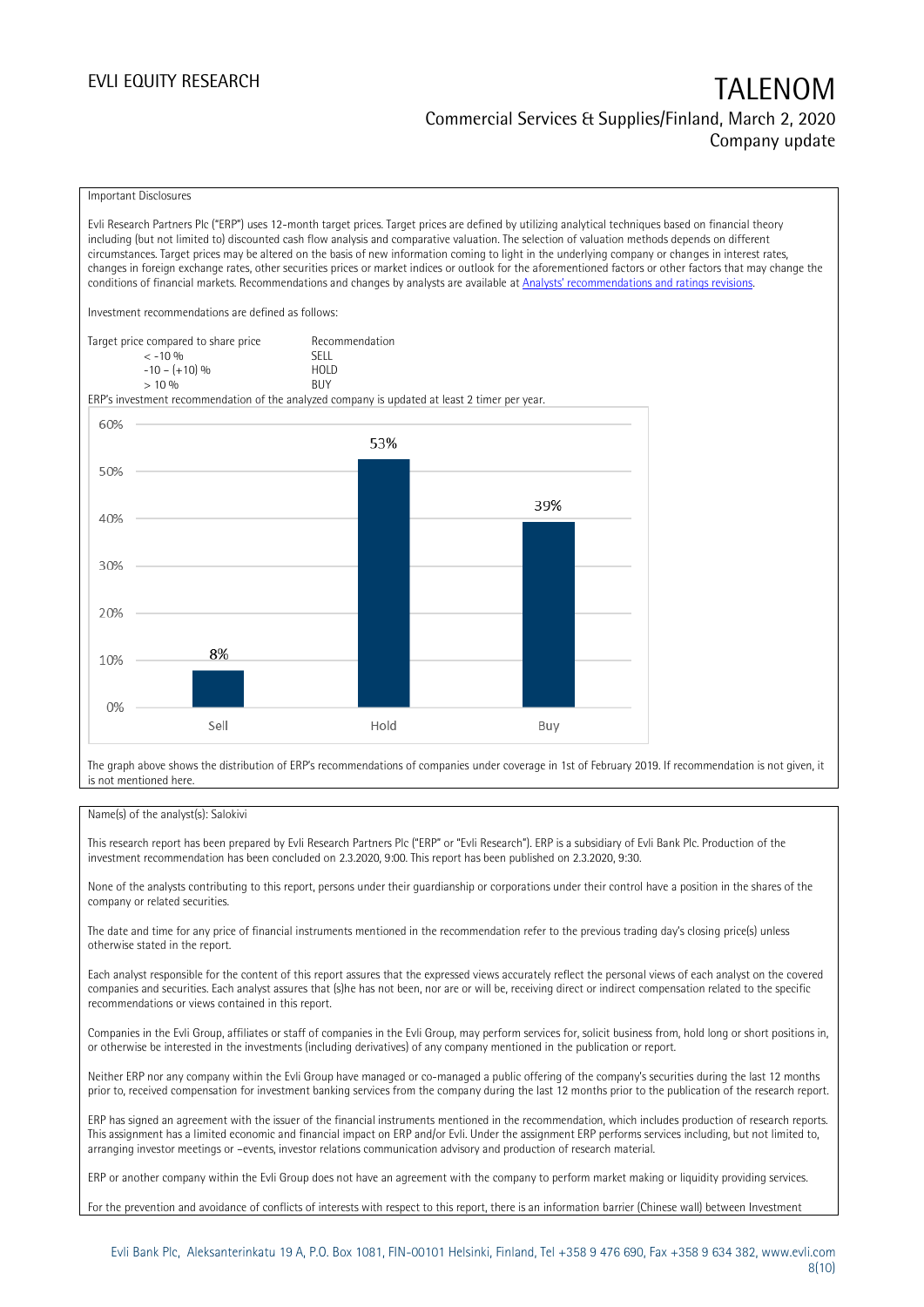Important Disclosures

Evli Research Partners Plc ("ERP") uses 12-month target prices. Target prices are defined by utilizing analytical techniques based on financial theory including (but not limited to) discounted cash flow analysis and comparative valuation. The selection of valuation methods depends on different circumstances. Target prices may be altered on the basis of new information coming to light in the underlying company or changes in interest rates, changes in foreign exchange rates, other securities prices or market indices or outlook for the aforementioned factors or other factors that may change the conditions of financial markets. Recommendations and changes by analysts are available at Analysts' recommendations and ratings revisions.

Investment recommendations are defined as follows:

| Target price compared to share price | Recommendation |
| --- | --- |
| < -10 % | SELL |
| -10 – (+10) % | HOLD |
| > 10 % | BUY |

ERP's investment recommendation of the analyzed company is updated at least 2 timer per year.

| Recommendation | Share |
| --- | --- |
| Sell | 8% |
| Hold | 53% |
| Buy | 39% |

The graph above shows the distribution of ERP's recommendations of companies under coverage in 1st of February 2019. If recommendation is not given, it is not mentioned here.

Name(s) of the analyst(s): Salokivi

This research report has been prepared by Evli Research Partners Plc ("ERP" or "Evli Research"). ERP is a subsidiary of Evli Bank Plc. Production of the investment recommendation has been concluded on 2.3.2020, 9:00. This report has been published on 2.3.2020, 9:30.

None of the analysts contributing to this report, persons under their guardianship or corporations under their control have a position in the shares of the company or related securities.

The date and time for any price of financial instruments mentioned in the recommendation refer to the previous trading day's closing price(s) unless otherwise stated in the report.

Each analyst responsible for the content of this report assures that the expressed views accurately reflect the personal views of each analyst on the covered companies and securities. Each analyst assures that (s)he has not been, nor are or will be, receiving direct or indirect compensation related to the specific recommendations or views contained in this report.

Companies in the Evli Group, affiliates or staff of companies in the Evli Group, may perform services for, solicit business from, hold long or short positions in, or otherwise be interested in the investments (including derivatives) of any company mentioned in the publication or report.

Neither ERP nor any company within the Evli Group have managed or co-managed a public offering of the company's securities during the last 12 months prior to, received compensation for investment banking services from the company during the last 12 months prior to the publication of the research report.

ERP has signed an agreement with the issuer of the financial instruments mentioned in the recommendation, which includes production of research reports. This assignment has a limited economic and financial impact on ERP and/or Evli. Under the assignment ERP performs services including, but not limited to, arranging investor meetings or –events, investor relations communication advisory and production of research material.

ERP or another company within the Evli Group does not have an agreement with the company to perform market making or liquidity providing services.

For the prevention and avoidance of conflicts of interests with respect to this report, there is an information barrier (Chinese wall) between Investment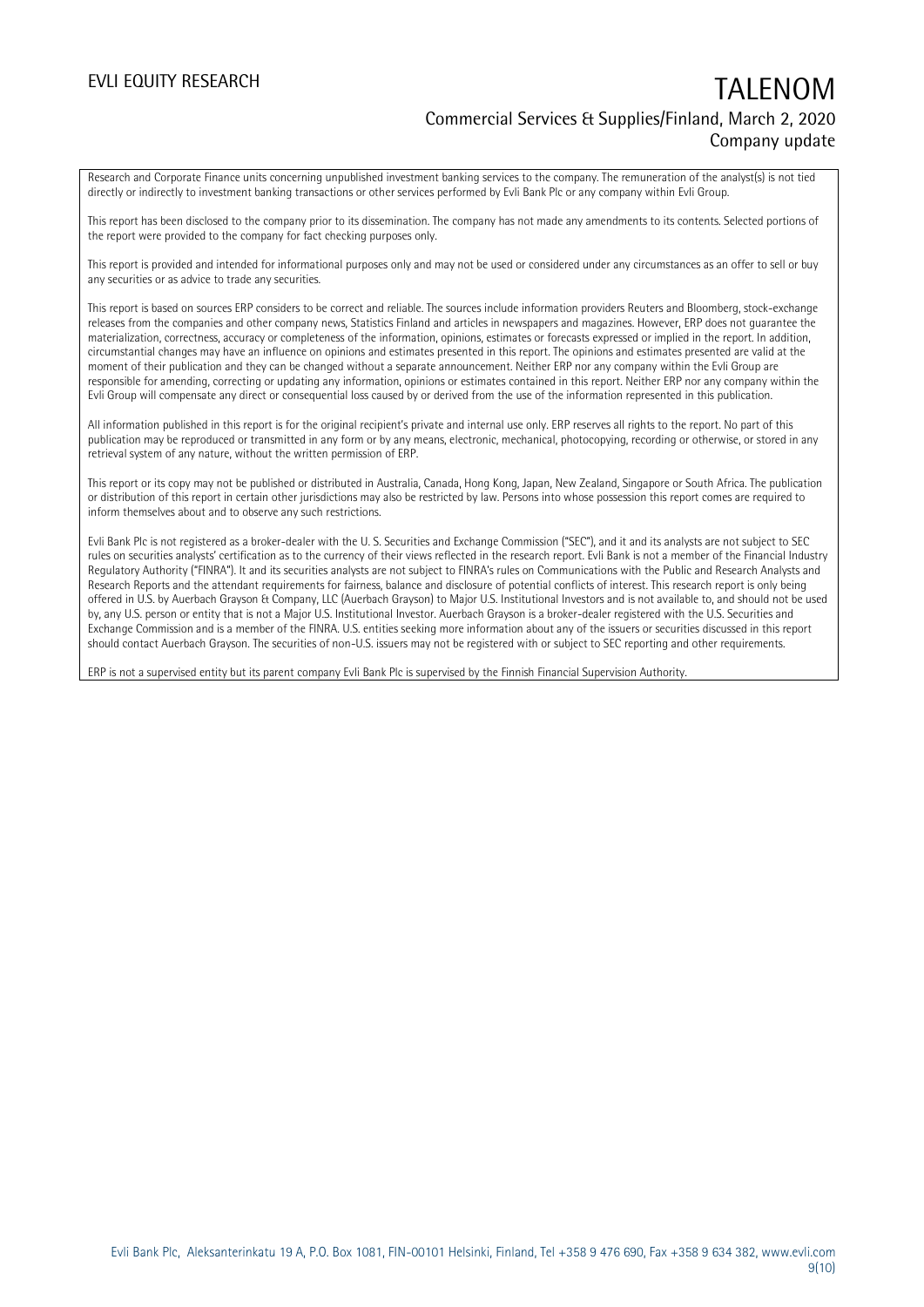Research and Corporate Finance units concerning unpublished investment banking services to the company. The remuneration of the analyst(s) is not tied directly or indirectly to investment banking transactions or other services performed by Evli Bank Plc or any company within Evli Group.

This report has been disclosed to the company prior to its dissemination. The company has not made any amendments to its contents. Selected portions of the report were provided to the company for fact checking purposes only.

This report is provided and intended for informational purposes only and may not be used or considered under any circumstances as an offer to sell or buy any securities or as advice to trade any securities.

This report is based on sources ERP considers to be correct and reliable. The sources include information providers Reuters and Bloomberg, stock-exchange releases from the companies and other company news, Statistics Finland and articles in newspapers and magazines. However, ERP does not guarantee the materialization, correctness, accuracy or completeness of the information, opinions, estimates or forecasts expressed or implied in the report. In addition, circumstantial changes may have an influence on opinions and estimates presented in this report. The opinions and estimates presented are valid at the moment of their publication and they can be changed without a separate announcement. Neither ERP nor any company within the Evli Group are responsible for amending, correcting or updating any information, opinions or estimates contained in this report. Neither ERP nor any company within the Evli Group will compensate any direct or consequential loss caused by or derived from the use of the information represented in this publication.

All information published in this report is for the original recipient's private and internal use only. ERP reserves all rights to the report. No part of this publication may be reproduced or transmitted in any form or by any means, electronic, mechanical, photocopying, recording or otherwise, or stored in any retrieval system of any nature, without the written permission of ERP.

This report or its copy may not be published or distributed in Australia, Canada, Hong Kong, Japan, New Zealand, Singapore or South Africa. The publication or distribution of this report in certain other jurisdictions may also be restricted by law. Persons into whose possession this report comes are required to inform themselves about and to observe any such restrictions.

Evli Bank Plc is not registered as a broker-dealer with the U. S. Securities and Exchange Commission ("SEC"), and it and its analysts are not subject to SEC rules on securities analysts' certification as to the currency of their views reflected in the research report. Evli Bank is not a member of the Financial Industry Regulatory Authority ("FINRA"). It and its securities analysts are not subject to FINRA's rules on Communications with the Public and Research Analysts and Research Reports and the attendant requirements for fairness, balance and disclosure of potential conflicts of interest. This research report is only being offered in U.S. by Auerbach Grayson & Company, LLC (Auerbach Grayson) to Major U.S. Institutional Investors and is not available to, and should not be used by, any U.S. person or entity that is not a Major U.S. Institutional Investor. Auerbach Grayson is a broker-dealer registered with the U.S. Securities and Exchange Commission and is a member of the FINRA. U.S. entities seeking more information about any of the issuers or securities discussed in this report should contact Auerbach Grayson. The securities of non-U.S. issuers may not be registered with or subject to SEC reporting and other requirements.

ERP is not a supervised entity but its parent company Evli Bank Plc is supervised by the Finnish Financial Supervision Authority.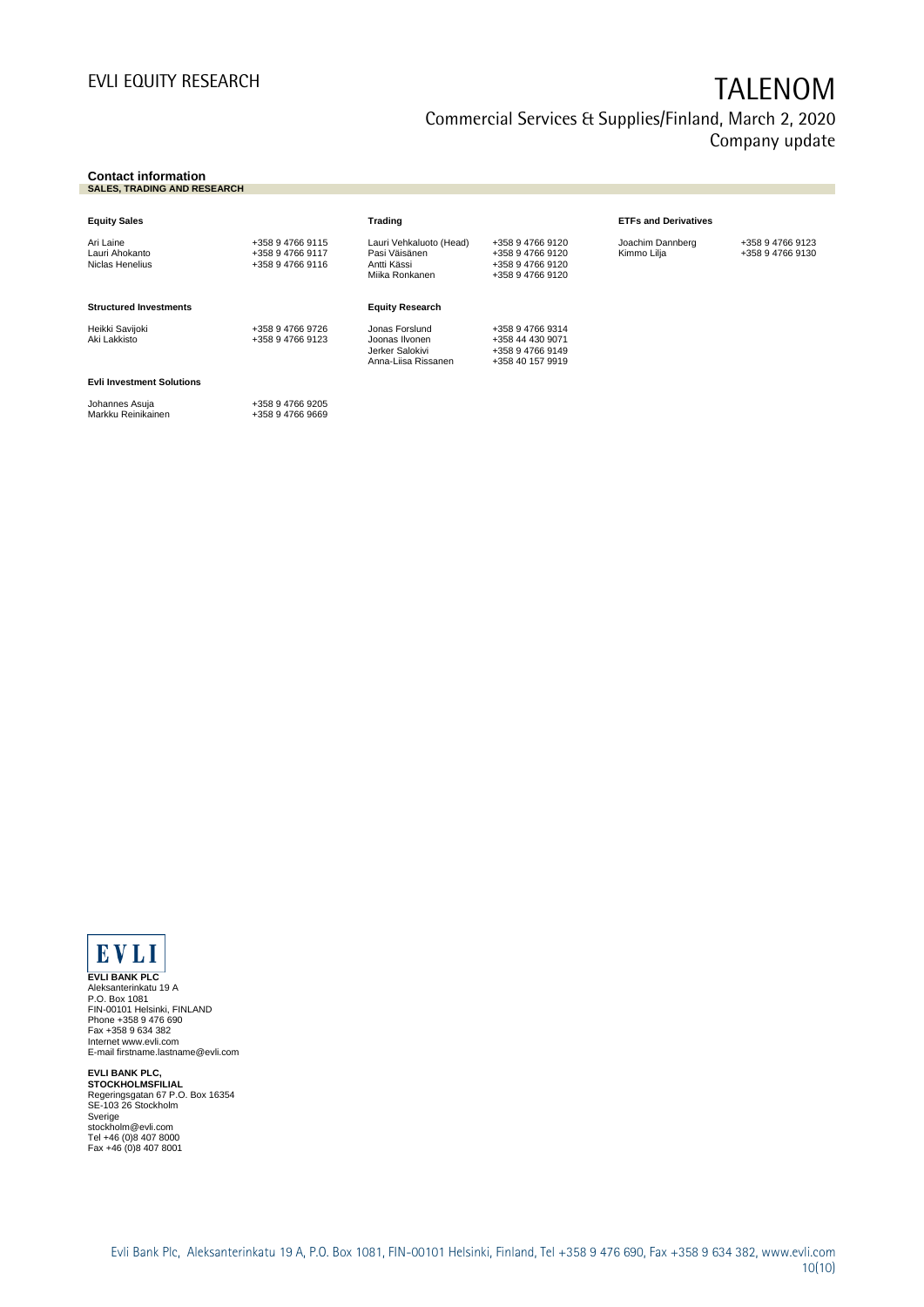## Contact information

**SALES, TRADING AND RESEARCH**

**Equity Sales**

| | |
|---|---|
| Ari Laine | +358 9 4766 9115 |
| Lauri Ahokanto | +358 9 4766 9117 |
| Niclas Henelius | +358 9 4766 9116 |

**Trading**

| | |
|---|---|
| Lauri Vehkaluoto (Head) | +358 9 4766 9120 |
| Pasi Väisänen | +358 9 4766 9120 |
| Antti Kässi | +358 9 4766 9120 |
| Miika Ronkanen | +358 9 4766 9120 |

**ETFs and Derivatives**

| | |
|---|---|
| Joachim Dannberg | +358 9 4766 9123 |
| Kimmo Lilja | +358 9 4766 9130 |

**Structured Investments**

| | |
|---|---|
| Heikki Savijoki | +358 9 4766 9726 |
| Aki Lakkisto | +358 9 4766 9123 |

**Equity Research**

| | |
|---|---|
| Jonas Forslund | +358 9 4766 9314 |
| Joonas Ilvonen | +358 44 430 9071 |
| Jerker Salokivi | +358 9 4766 9149 |
| Anna-Liisa Rissanen | +358 40 157 9919 |

**Evli Investment Solutions**

| | |
|---|---|
| Johannes Asuja | +358 9 4766 9205 |
| Markku Reinikainen | +358 9 4766 9669 |

**EVLI BANK PLC**
Aleksanterinkatu 19 A
P.O. Box 1081
FIN-00101 Helsinki, FINLAND
Phone +358 9 476 690
Fax +358 9 634 382
Internet www.evli.com
E-mail firstname.lastname@evli.com

**EVLI BANK PLC, STOCKHOLMSFILIAL**
Regeringsgatan 67 P.O. Box 16354
SE-103 26 Stockholm
Sverige
stockholm@evli.com
Tel +46 (0)8 407 8000
Fax +46 (0)8 407 8001